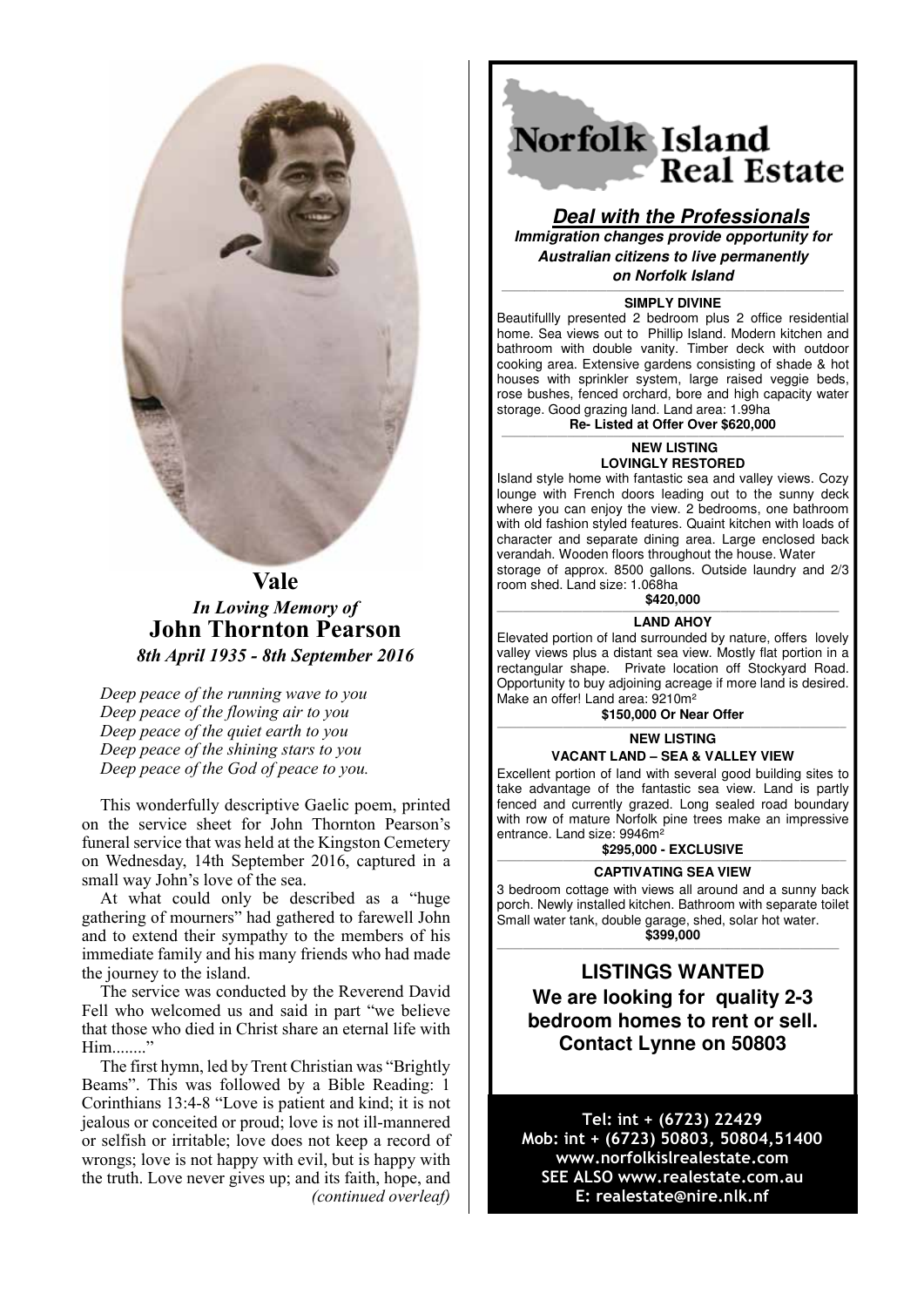# Vale

*In Loving Memory of*

## John Thornton Pearson

*8th April 1935 - 8th September 2016*

*Deep peace of the running wave to you*
*Deep peace of the flowing air to you*
*Deep peace of the quiet earth to you*
*Deep peace of the shining stars to you*
*Deep peace of the God of peace to you.*

This wonderfully descriptive Gaelic poem, printed on the service sheet for John Thornton Pearson's funeral service that was held at the Kingston Cemetery on Wednesday, 14th September 2016, captured in a small way John's love of the sea.

At what could only be described as a "huge gathering of mourners" had gathered to farewell John and to extend their sympathy to the members of his immediate family and his many friends who had made the journey to the island.

The service was conducted by the Reverend David Fell who welcomed us and said in part "we believe that those who died in Christ share an eternal life with Him........"

The first hymn, led by Trent Christian was "Brightly Beams". This was followed by a Bible Reading: 1 Corinthians 13:4-8 "Love is patient and kind; it is not jealous or conceited or proud; love is not ill-mannered or selfish or irritable; love does not keep a record of wrongs; love is not happy with evil, but is happy with the truth. Love never gives up; and its faith, hope, and

*(continued overleaf)*

---

# Norfolk Island Real Estate

***Deal with the Professionals***

***Immigration changes provide opportunity for Australian citizens to live permanently on Norfolk Island***

**SIMPLY DIVINE**

Beautifullly presented 2 bedroom plus 2 office residential home. Sea views out to Phillip Island. Modern kitchen and bathroom with double vanity. Timber deck with outdoor cooking area. Extensive gardens consisting of shade & hot houses with sprinkler system, large raised veggie beds, rose bushes, fenced orchard, bore and high capacity water storage. Good grazing land. Land area: 1.99ha

**Re- Listed at Offer Over $620,000**

**NEW LISTING**
**LOVINGLY RESTORED**

Island style home with fantastic sea and valley views. Cozy lounge with French doors leading out to the sunny deck where you can enjoy the view. 2 bedrooms, one bathroom with old fashion styled features. Quaint kitchen with loads of character and separate dining area. Large enclosed back verandah. Wooden floors throughout the house. Water storage of approx. 8500 gallons. Outside laundry and 2/3 room shed. Land size: 1.068ha

**$420,000**

**LAND AHOY**

Elevated portion of land surrounded by nature, offers lovely valley views plus a distant sea view. Mostly flat portion in a rectangular shape. Private location off Stockyard Road. Opportunity to buy adjoining acreage if more land is desired. Make an offer! Land area: 9210m²

**$150,000 Or Near Offer**

**NEW LISTING**
**VACANT LAND – SEA & VALLEY VIEW**

Excellent portion of land with several good building sites to take advantage of the fantastic sea view. Land is partly fenced and currently grazed. Long sealed road boundary with row of mature Norfolk pine trees make an impressive entrance. Land size: 9946m²

**$295,000 - EXCLUSIVE**

**CAPTIVATING SEA VIEW**

3 bedroom cottage with views all around and a sunny back porch. Newly installed kitchen. Bathroom with separate toilet Small water tank, double garage, shed, solar hot water.

**$399,000**

**LISTINGS WANTED**

**We are looking for quality 2-3 bedroom homes to rent or sell. Contact Lynne on 50803**

**Tel: int + (6723) 22429**
**Mob: int + (6723) 50803, 50804,51400**
**www.norfolkislrealestate.com**
**SEE ALSO www.realestate.com.au**
**E: realestate@nire.nlk.nf**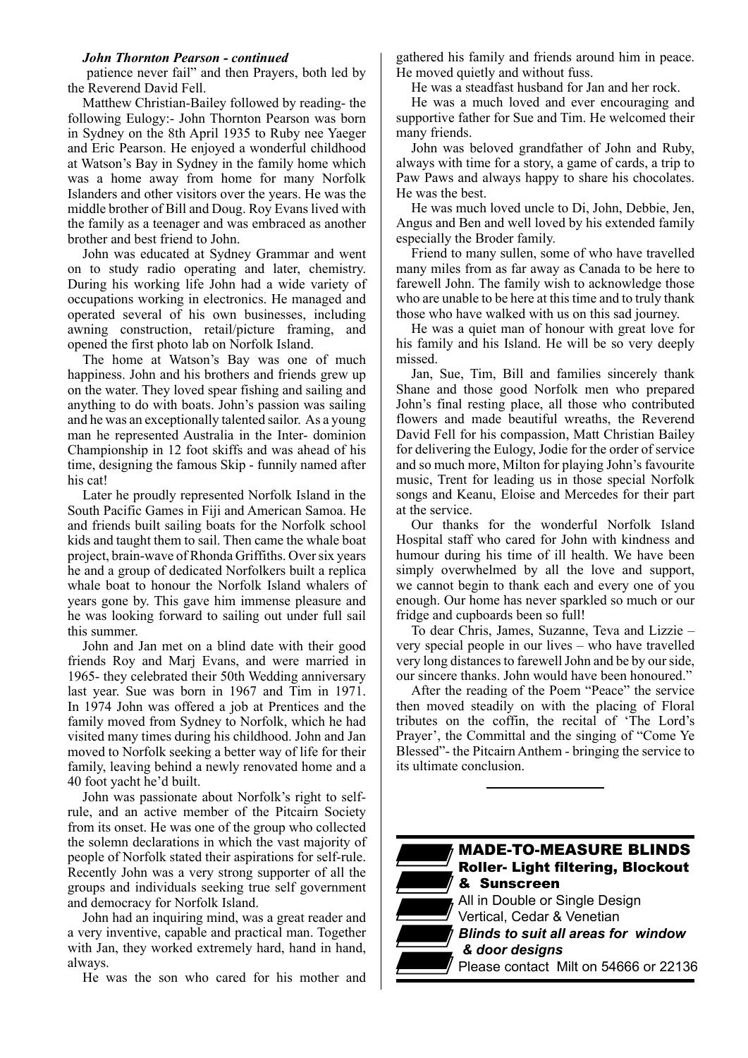***John Thornton Pearson - continued***

patience never fail" and then Prayers, both led by the Reverend David Fell.

Matthew Christian-Bailey followed by reading- the following Eulogy:- John Thornton Pearson was born in Sydney on the 8th April 1935 to Ruby nee Yaeger and Eric Pearson. He enjoyed a wonderful childhood at Watson's Bay in Sydney in the family home which was a home away from home for many Norfolk Islanders and other visitors over the years. He was the middle brother of Bill and Doug. Roy Evans lived with the family as a teenager and was embraced as another brother and best friend to John.

John was educated at Sydney Grammar and went on to study radio operating and later, chemistry. During his working life John had a wide variety of occupations working in electronics. He managed and operated several of his own businesses, including awning construction, retail/picture framing, and opened the first photo lab on Norfolk Island.

The home at Watson's Bay was one of much happiness. John and his brothers and friends grew up on the water. They loved spear fishing and sailing and anything to do with boats. John's passion was sailing and he was an exceptionally talented sailor. As a young man he represented Australia in the Inter- dominion Championship in 12 foot skiffs and was ahead of his time, designing the famous Skip - funnily named after his cat!

Later he proudly represented Norfolk Island in the South Pacific Games in Fiji and American Samoa. He and friends built sailing boats for the Norfolk school kids and taught them to sail. Then came the whale boat project, brain-wave of Rhonda Griffiths. Over six years he and a group of dedicated Norfolkers built a replica whale boat to honour the Norfolk Island whalers of years gone by. This gave him immense pleasure and he was looking forward to sailing out under full sail this summer.

John and Jan met on a blind date with their good friends Roy and Marj Evans, and were married in 1965- they celebrated their 50th Wedding anniversary last year. Sue was born in 1967 and Tim in 1971. In 1974 John was offered a job at Prentices and the family moved from Sydney to Norfolk, which he had visited many times during his childhood. John and Jan moved to Norfolk seeking a better way of life for their family, leaving behind a newly renovated home and a 40 foot yacht he'd built.

John was passionate about Norfolk's right to self-rule, and an active member of the Pitcairn Society from its onset. He was one of the group who collected the solemn declarations in which the vast majority of people of Norfolk stated their aspirations for self-rule. Recently John was a very strong supporter of all the groups and individuals seeking true self government and democracy for Norfolk Island.

John had an inquiring mind, was a great reader and a very inventive, capable and practical man. Together with Jan, they worked extremely hard, hand in hand, always.

He was the son who cared for his mother and gathered his family and friends around him in peace. He moved quietly and without fuss.

He was a steadfast husband for Jan and her rock.

He was a much loved and ever encouraging and supportive father for Sue and Tim. He welcomed their many friends.

John was beloved grandfather of John and Ruby, always with time for a story, a game of cards, a trip to Paw Paws and always happy to share his chocolates. He was the best.

He was much loved uncle to Di, John, Debbie, Jen, Angus and Ben and well loved by his extended family especially the Broder family.

Friend to many sullen, some of who have travelled many miles from as far away as Canada to be here to farewell John. The family wish to acknowledge those who are unable to be here at this time and to truly thank those who have walked with us on this sad journey.

He was a quiet man of honour with great love for his family and his Island. He will be so very deeply missed.

Jan, Sue, Tim, Bill and families sincerely thank Shane and those good Norfolk men who prepared John's final resting place, all those who contributed flowers and made beautiful wreaths, the Reverend David Fell for his compassion, Matt Christian Bailey for delivering the Eulogy, Jodie for the order of service and so much more, Milton for playing John's favourite music, Trent for leading us in those special Norfolk songs and Keanu, Eloise and Mercedes for their part at the service.

Our thanks for the wonderful Norfolk Island Hospital staff who cared for John with kindness and humour during his time of ill health. We have been simply overwhelmed by all the love and support, we cannot begin to thank each and every one of you enough. Our home has never sparkled so much or our fridge and cupboards been so full!

To dear Chris, James, Suzanne, Teva and Lizzie – very special people in our lives – who have travelled very long distances to farewell John and be by our side, our sincere thanks. John would have been honoured."

After the reading of the Poem "Peace" the service then moved steadily on with the placing of Floral tributes on the coffin, the recital of 'The Lord's Prayer', the Committal and the singing of "Come Ye Blessed"- the Pitcairn Anthem - bringing the service to its ultimate conclusion.

---

**MADE-TO-MEASURE BLINDS**
**Roller- Light filtering, Blockout & Sunscreen**
All in Double or Single Design
Vertical, Cedar & Venetian
***Blinds to suit all areas for window & door designs***
Please contact Milt on 54666 or 22136